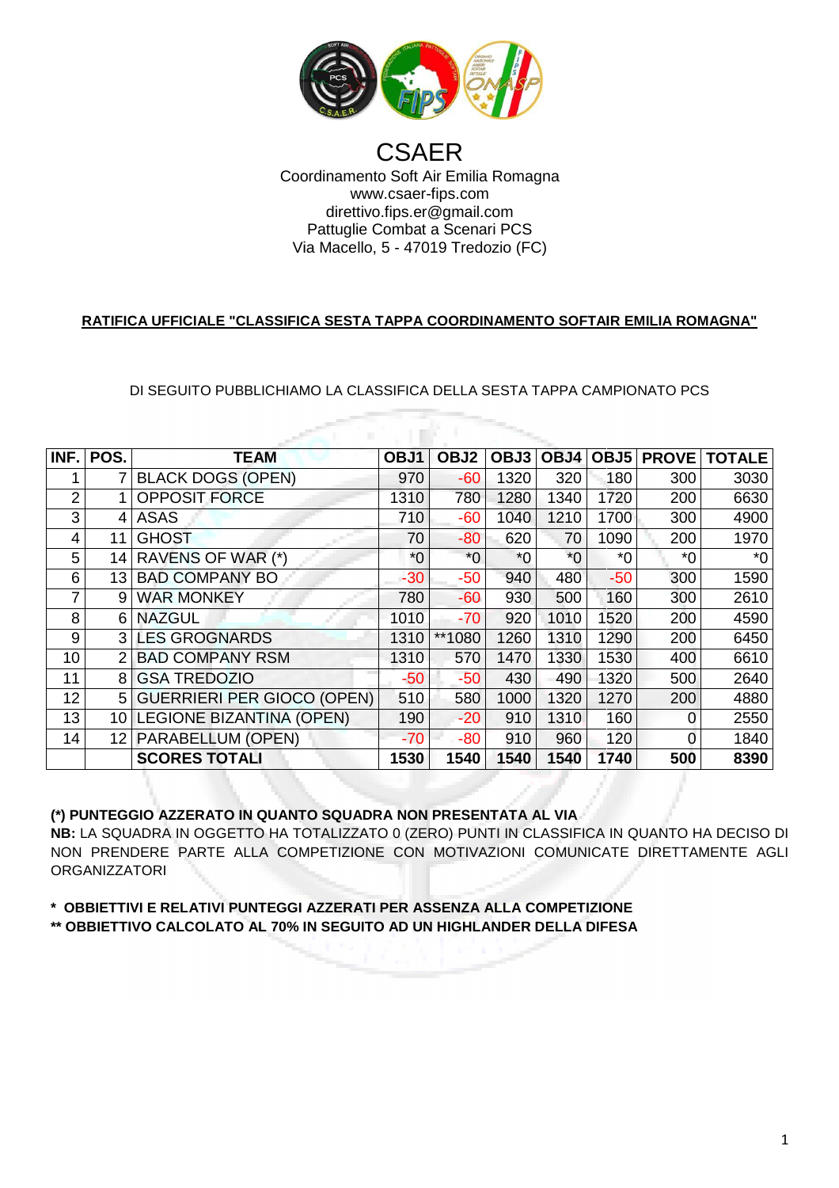# CSAER

Coordinamento Soft Air Emilia Romagna
www.csaer-fips.com
direttivo.fips.er@gmail.com
Pattuglie Combat a Scenari PCS
Via Macello, 5 - 47019 Tredozio (FC)

**RATIFICA UFFICIALE "CLASSIFICA SESTA TAPPA COORDINAMENTO SOFTAIR EMILIA ROMAGNA"**

DI SEGUITO PUBBLICHIAMO LA CLASSIFICA DELLA SESTA TAPPA CAMPIONATO PCS

| INF. | POS. | TEAM | OBJ1 | OBJ2 | OBJ3 | OBJ4 | OBJ5 | PROVE | TOTALE |
|---|---|---|---|---|---|---|---|---|---|
| 1 | 7 | BLACK DOGS (OPEN) | 970 | -60 | 1320 | 320 | 180 | 300 | 3030 |
| 2 | 1 | OPPOSIT FORCE | 1310 | 780 | 1280 | 1340 | 1720 | 200 | 6630 |
| 3 | 4 | ASAS | 710 | -60 | 1040 | 1210 | 1700 | 300 | 4900 |
| 4 | 11 | GHOST | 70 | -80 | 620 | 70 | 1090 | 200 | 1970 |
| 5 | 14 | RAVENS OF WAR (*) | *0 | *0 | *0 | *0 | *0 | *0 | *0 |
| 6 | 13 | BAD COMPANY BO | -30 | -50 | 940 | 480 | -50 | 300 | 1590 |
| 7 | 9 | WAR MONKEY | 780 | -60 | 930 | 500 | 160 | 300 | 2610 |
| 8 | 6 | NAZGUL | 1010 | -70 | 920 | 1010 | 1520 | 200 | 4590 |
| 9 | 3 | LES GROGNARDS | 1310 | **1080 | 1260 | 1310 | 1290 | 200 | 6450 |
| 10 | 2 | BAD COMPANY RSM | 1310 | 570 | 1470 | 1330 | 1530 | 400 | 6610 |
| 11 | 8 | GSA TREDOZIO | -50 | -50 | 430 | 490 | 1320 | 500 | 2640 |
| 12 | 5 | GUERRIERI PER GIOCO (OPEN) | 510 | 580 | 1000 | 1320 | 1270 | 200 | 4880 |
| 13 | 10 | LEGIONE BIZANTINA (OPEN) | 190 | -20 | 910 | 1310 | 160 | 0 | 2550 |
| 14 | 12 | PARABELLUM (OPEN) | -70 | -80 | 910 | 960 | 120 | 0 | 1840 |
| | | **SCORES TOTALI** | **1530** | **1540** | **1540** | **1540** | **1740** | **500** | **8390** |

**(*) PUNTEGGIO AZZERATO IN QUANTO SQUADRA NON PRESENTATA AL VIA**
**NB:** LA SQUADRA IN OGGETTO HA TOTALIZZATO 0 (ZERO) PUNTI IN CLASSIFICA IN QUANTO HA DECISO DI NON PRENDERE PARTE ALLA COMPETIZIONE CON MOTIVAZIONI COMUNICATE DIRETTAMENTE AGLI ORGANIZZATORI

**\* OBBIETTIVI E RELATIVI PUNTEGGI AZZERATI PER ASSENZA ALLA COMPETIZIONE**
**\*\* OBBIETTIVO CALCOLATO AL 70% IN SEGUITO AD UN HIGHLANDER DELLA DIFESA**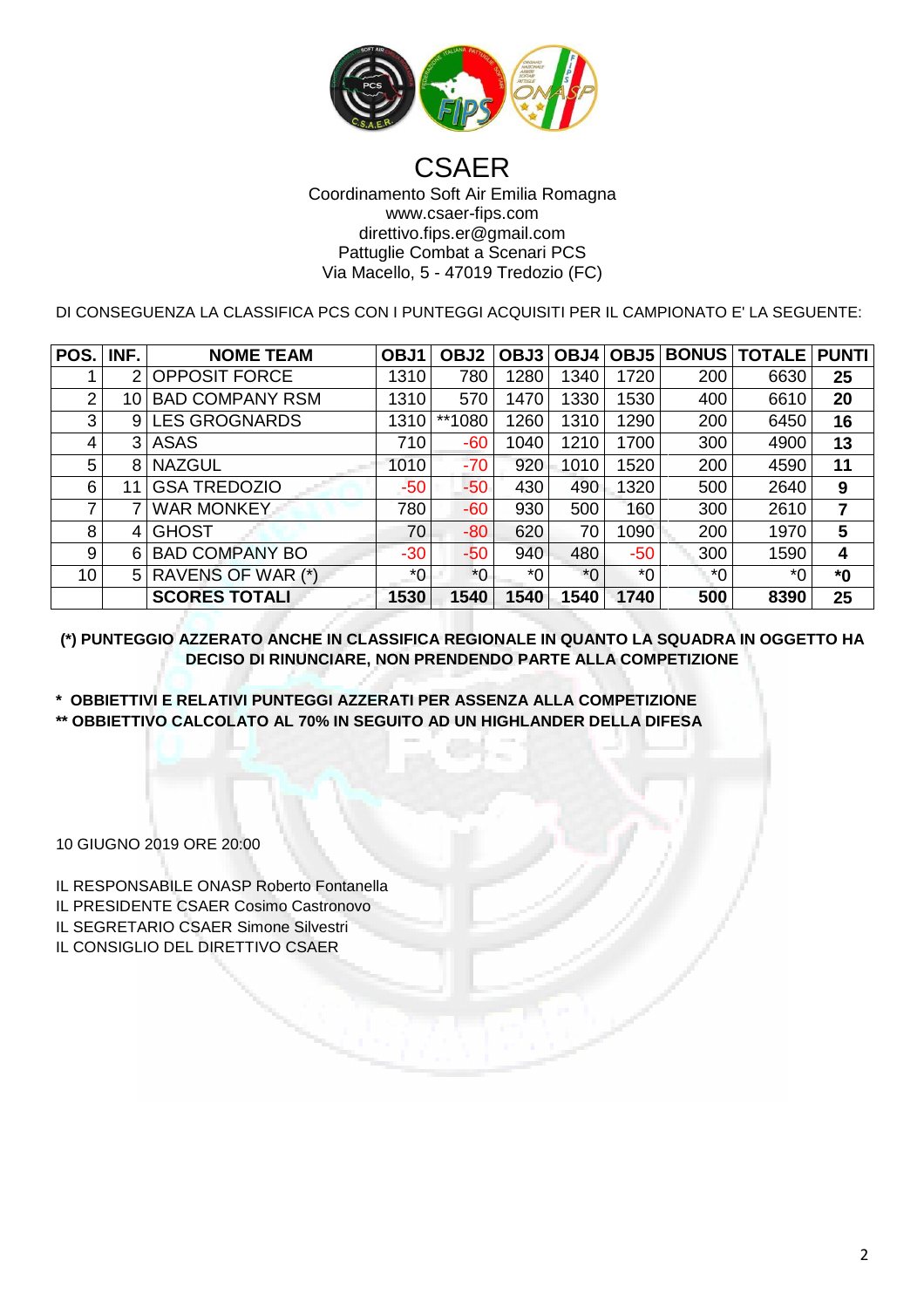# CSAER

Coordinamento Soft Air Emilia Romagna
www.csaer-fips.com
direttivo.fips.er@gmail.com
Pattuglie Combat a Scenari PCS
Via Macello, 5 - 47019 Tredozio (FC)

DI CONSEGUENZA LA CLASSIFICA PCS CON I PUNTEGGI ACQUISITI PER IL CAMPIONATO E' LA SEGUENTE:

| POS. | INF. | NOME TEAM | OBJ1 | OBJ2 | OBJ3 | OBJ4 | OBJ5 | BONUS | TOTALE | PUNTI |
|---|---|---|---|---|---|---|---|---|---|---|
| 1 | 2 | OPPOSIT FORCE | 1310 | 780 | 1280 | 1340 | 1720 | 200 | 6630 | **25** |
| 2 | 10 | BAD COMPANY RSM | 1310 | 570 | 1470 | 1330 | 1530 | 400 | 6610 | **20** |
| 3 | 9 | LES GROGNARDS | 1310 | **1080 | 1260 | 1310 | 1290 | 200 | 6450 | **16** |
| 4 | 3 | ASAS | 710 | -60 | 1040 | 1210 | 1700 | 300 | 4900 | **13** |
| 5 | 8 | NAZGUL | 1010 | -70 | 920 | 1010 | 1520 | 200 | 4590 | **11** |
| 6 | 11 | GSA TREDOZIO | -50 | -50 | 430 | 490 | 1320 | 500 | 2640 | **9** |
| 7 | 7 | WAR MONKEY | 780 | -60 | 930 | 500 | 160 | 300 | 2610 | **7** |
| 8 | 4 | GHOST | 70 | -80 | 620 | 70 | 1090 | 200 | 1970 | **5** |
| 9 | 6 | BAD COMPANY BO | -30 | -50 | 940 | 480 | -50 | 300 | 1590 | **4** |
| 10 | 5 | RAVENS OF WAR (*) | *0 | *0 | *0 | *0 | *0 | *0 | *0 | ***0** |
| | | **SCORES TOTALI** | **1530** | **1540** | **1540** | **1540** | **1740** | **500** | **8390** | **25** |

**(*) PUNTEGGIO AZZERATO ANCHE IN CLASSIFICA REGIONALE IN QUANTO LA SQUADRA IN OGGETTO HA DECISO DI RINUNCIARE, NON PRENDENDO PARTE ALLA COMPETIZIONE**

**\* OBBIETTIVI E RELATIVI PUNTEGGI AZZERATI PER ASSENZA ALLA COMPETIZIONE**
**\*\* OBBIETTIVO CALCOLATO AL 70% IN SEGUITO AD UN HIGHLANDER DELLA DIFESA**

10 GIUGNO 2019 ORE 20:00

IL RESPONSABILE ONASP Roberto Fontanella
IL PRESIDENTE CSAER Cosimo Castronovo
IL SEGRETARIO CSAER Simone Silvestri
IL CONSIGLIO DEL DIRETTIVO CSAER